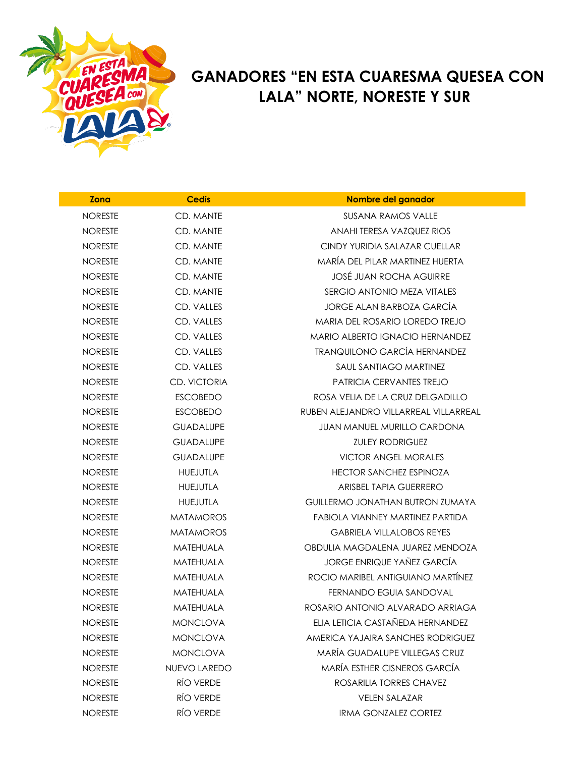# GANADORES "EN ESTA CUARESMA QUESEA CON LALA" NORTE, NORESTE Y SUR

| Zona | Cedis | Nombre del ganador |
|---|---|---|
| NORESTE | CD. MANTE | SUSANA RAMOS VALLE |
| NORESTE | CD. MANTE | ANAHI TERESA VAZQUEZ RIOS |
| NORESTE | CD. MANTE | CINDY YURIDIA SALAZAR CUELLAR |
| NORESTE | CD. MANTE | MARÍA DEL PILAR MARTINEZ HUERTA |
| NORESTE | CD. MANTE | JOSÉ JUAN ROCHA AGUIRRE |
| NORESTE | CD. MANTE | SERGIO ANTONIO MEZA VITALES |
| NORESTE | CD. VALLES | JORGE ALAN BARBOZA GARCÍA |
| NORESTE | CD. VALLES | MARIA DEL ROSARIO LOREDO TREJO |
| NORESTE | CD. VALLES | MARIO ALBERTO IGNACIO HERNANDEZ |
| NORESTE | CD. VALLES | TRANQUILONO GARCÍA HERNANDEZ |
| NORESTE | CD. VALLES | SAUL SANTIAGO MARTINEZ |
| NORESTE | CD. VICTORIA | PATRICIA CERVANTES TREJO |
| NORESTE | ESCOBEDO | ROSA VELIA DE LA CRUZ DELGADILLO |
| NORESTE | ESCOBEDO | RUBEN ALEJANDRO VILLARREAL VILLARREAL |
| NORESTE | GUADALUPE | JUAN MANUEL MURILLO CARDONA |
| NORESTE | GUADALUPE | ZULEY RODRIGUEZ |
| NORESTE | GUADALUPE | VICTOR ANGEL MORALES |
| NORESTE | HUEJUTLA | HECTOR SANCHEZ ESPINOZA |
| NORESTE | HUEJUTLA | ARISBEL TAPIA GUERRERO |
| NORESTE | HUEJUTLA | GUILLERMO JONATHAN BUTRON ZUMAYA |
| NORESTE | MATAMOROS | FABIOLA VIANNEY MARTINEZ PARTIDA |
| NORESTE | MATAMOROS | GABRIELA VILLALOBOS REYES |
| NORESTE | MATEHUALA | OBDULIA MAGDALENA JUAREZ MENDOZA |
| NORESTE | MATEHUALA | JORGE ENRIQUE YAÑEZ GARCÍA |
| NORESTE | MATEHUALA | ROCIO MARIBEL ANTIGUIANO MARTÍNEZ |
| NORESTE | MATEHUALA | FERNANDO EGUIA SANDOVAL |
| NORESTE | MATEHUALA | ROSARIO ANTONIO ALVARADO ARRIAGA |
| NORESTE | MONCLOVA | ELIA LETICIA CASTAÑEDA HERNANDEZ |
| NORESTE | MONCLOVA | AMERICA YAJAIRA SANCHES RODRIGUEZ |
| NORESTE | MONCLOVA | MARÍA GUADALUPE VILLEGAS CRUZ |
| NORESTE | NUEVO LAREDO | MARÍA ESTHER CISNEROS GARCÍA |
| NORESTE | RÍO VERDE | ROSARILIA TORRES CHAVEZ |
| NORESTE | RÍO VERDE | VELEN SALAZAR |
| NORESTE | RÍO VERDE | IRMA GONZALEZ CORTEZ |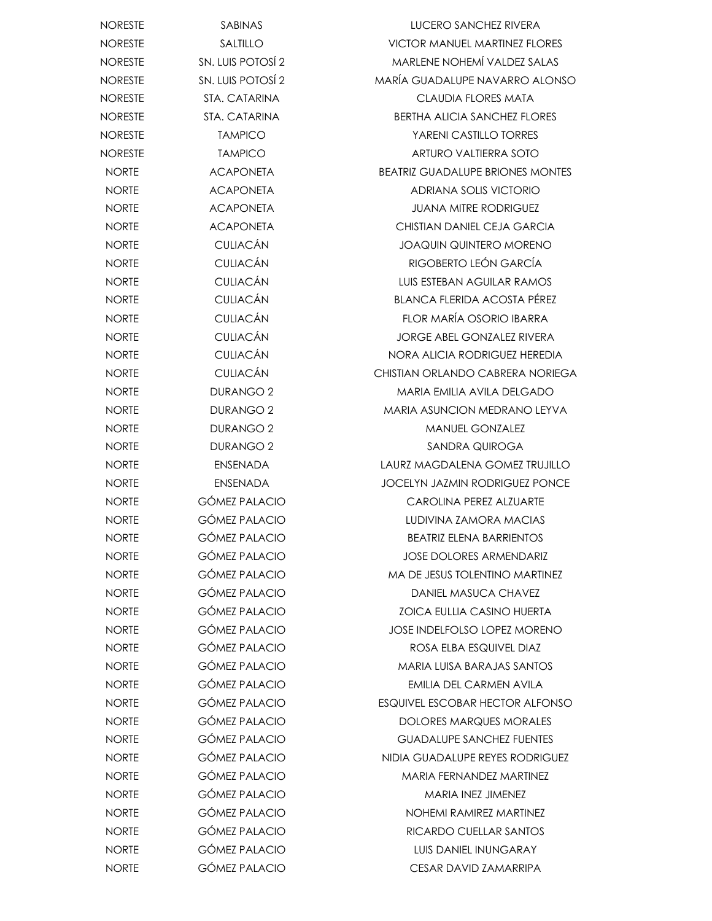| | | |
|---|---|---|
| NORESTE | SABINAS | LUCERO SANCHEZ RIVERA |
| NORESTE | SALTILLO | VICTOR MANUEL MARTINEZ FLORES |
| NORESTE | SN. LUIS POTOSÍ 2 | MARLENE NOHEMÍ VALDEZ SALAS |
| NORESTE | SN. LUIS POTOSÍ 2 | MARÍA GUADALUPE NAVARRO ALONSO |
| NORESTE | STA. CATARINA | CLAUDIA FLORES MATA |
| NORESTE | STA. CATARINA | BERTHA ALICIA SANCHEZ FLORES |
| NORESTE | TAMPICO | YARENI CASTILLO TORRES |
| NORESTE | TAMPICO | ARTURO VALTIERRA SOTO |
| NORTE | ACAPONETA | BEATRIZ GUADALUPE BRIONES MONTES |
| NORTE | ACAPONETA | ADRIANA SOLIS VICTORIO |
| NORTE | ACAPONETA | JUANA MITRE RODRIGUEZ |
| NORTE | ACAPONETA | CHISTIAN DANIEL CEJA GARCIA |
| NORTE | CULIACÁN | JOAQUIN QUINTERO MORENO |
| NORTE | CULIACÁN | RIGOBERTO LEÓN GARCÍA |
| NORTE | CULIACÁN | LUIS ESTEBAN AGUILAR RAMOS |
| NORTE | CULIACÁN | BLANCA FLERIDA ACOSTA PÉREZ |
| NORTE | CULIACÁN | FLOR MARÍA OSORIO IBARRA |
| NORTE | CULIACÁN | JORGE ABEL GONZALEZ RIVERA |
| NORTE | CULIACÁN | NORA ALICIA RODRIGUEZ HEREDIA |
| NORTE | CULIACÁN | CHISTIAN ORLANDO CABRERA NORIEGA |
| NORTE | DURANGO 2 | MARIA EMILIA AVILA DELGADO |
| NORTE | DURANGO 2 | MARIA ASUNCION MEDRANO LEYVA |
| NORTE | DURANGO 2 | MANUEL GONZALEZ |
| NORTE | DURANGO 2 | SANDRA QUIROGA |
| NORTE | ENSENADA | LAURZ MAGDALENA GOMEZ TRUJILLO |
| NORTE | ENSENADA | JOCELYN JAZMIN RODRIGUEZ PONCE |
| NORTE | GÓMEZ PALACIO | CAROLINA PEREZ ALZUARTE |
| NORTE | GÓMEZ PALACIO | LUDIVINA ZAMORA MACIAS |
| NORTE | GÓMEZ PALACIO | BEATRIZ ELENA BARRIENTOS |
| NORTE | GÓMEZ PALACIO | JOSE DOLORES ARMENDARIZ |
| NORTE | GÓMEZ PALACIO | MA DE JESUS TOLENTINO MARTINEZ |
| NORTE | GÓMEZ PALACIO | DANIEL MASUCA CHAVEZ |
| NORTE | GÓMEZ PALACIO | ZOICA EULLIA CASINO HUERTA |
| NORTE | GÓMEZ PALACIO | JOSE INDELFOLSO LOPEZ MORENO |
| NORTE | GÓMEZ PALACIO | ROSA ELBA ESQUIVEL DIAZ |
| NORTE | GÓMEZ PALACIO | MARIA LUISA BARAJAS SANTOS |
| NORTE | GÓMEZ PALACIO | EMILIA DEL CARMEN AVILA |
| NORTE | GÓMEZ PALACIO | ESQUIVEL ESCOBAR HECTOR ALFONSO |
| NORTE | GÓMEZ PALACIO | DOLORES MARQUES MORALES |
| NORTE | GÓMEZ PALACIO | GUADALUPE SANCHEZ FUENTES |
| NORTE | GÓMEZ PALACIO | NIDIA GUADALUPE REYES RODRIGUEZ |
| NORTE | GÓMEZ PALACIO | MARIA FERNANDEZ MARTINEZ |
| NORTE | GÓMEZ PALACIO | MARIA INEZ JIMENEZ |
| NORTE | GÓMEZ PALACIO | NOHEMI RAMIREZ MARTINEZ |
| NORTE | GÓMEZ PALACIO | RICARDO CUELLAR SANTOS |
| NORTE | GÓMEZ PALACIO | LUIS DANIEL INUNGARAY |
| NORTE | GÓMEZ PALACIO | CESAR DAVID ZAMARRIPA |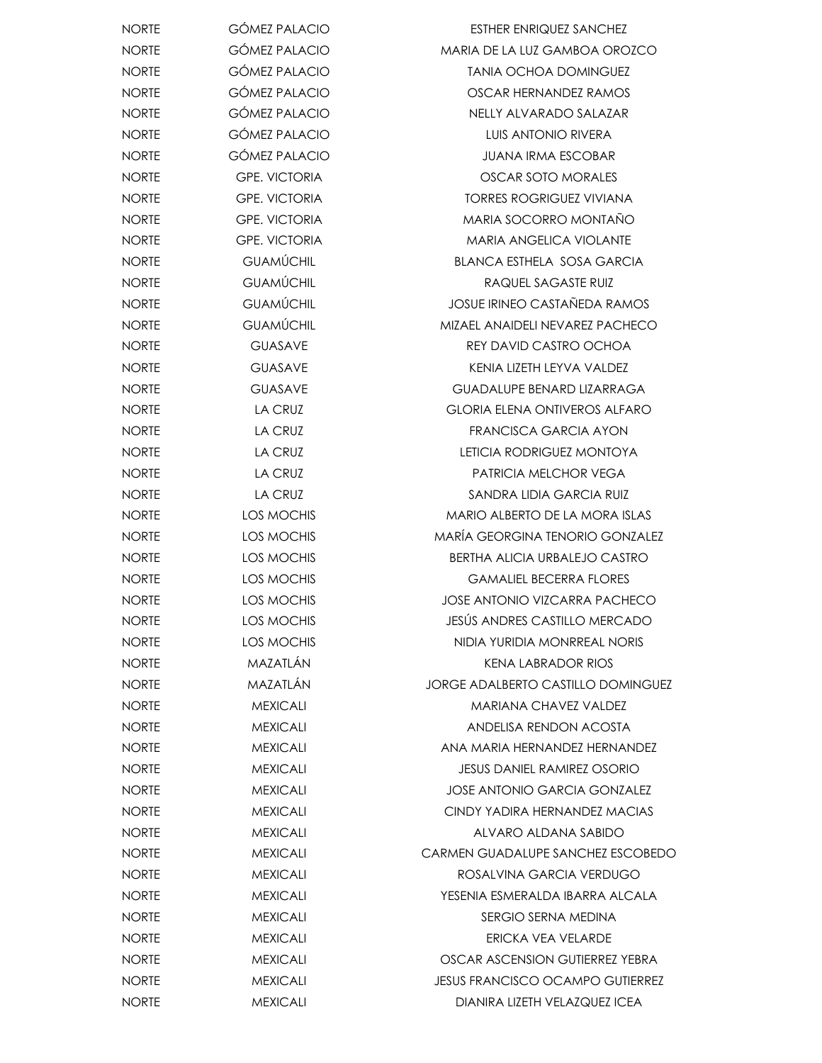| | | |
|---|---|---|
| NORTE | GÓMEZ PALACIO | ESTHER ENRIQUEZ SANCHEZ |
| NORTE | GÓMEZ PALACIO | MARIA DE LA LUZ GAMBOA OROZCO |
| NORTE | GÓMEZ PALACIO | TANIA OCHOA DOMINGUEZ |
| NORTE | GÓMEZ PALACIO | OSCAR HERNANDEZ RAMOS |
| NORTE | GÓMEZ PALACIO | NELLY ALVARADO SALAZAR |
| NORTE | GÓMEZ PALACIO | LUIS ANTONIO RIVERA |
| NORTE | GÓMEZ PALACIO | JUANA IRMA ESCOBAR |
| NORTE | GPE. VICTORIA | OSCAR SOTO MORALES |
| NORTE | GPE. VICTORIA | TORRES ROGRIGUEZ VIVIANA |
| NORTE | GPE. VICTORIA | MARIA SOCORRO MONTAÑO |
| NORTE | GPE. VICTORIA | MARIA ANGELICA VIOLANTE |
| NORTE | GUAMÚCHIL | BLANCA ESTHELA SOSA GARCIA |
| NORTE | GUAMÚCHIL | RAQUEL SAGASTE RUIZ |
| NORTE | GUAMÚCHIL | JOSUE IRINEO CASTAÑEDA RAMOS |
| NORTE | GUAMÚCHIL | MIZAEL ANAIDELI NEVAREZ PACHECO |
| NORTE | GUASAVE | REY DAVID CASTRO OCHOA |
| NORTE | GUASAVE | KENIA LIZETH LEYVA VALDEZ |
| NORTE | GUASAVE | GUADALUPE BENARD LIZARRAGA |
| NORTE | LA CRUZ | GLORIA ELENA ONTIVEROS ALFARO |
| NORTE | LA CRUZ | FRANCISCA GARCIA AYON |
| NORTE | LA CRUZ | LETICIA RODRIGUEZ MONTOYA |
| NORTE | LA CRUZ | PATRICIA MELCHOR VEGA |
| NORTE | LA CRUZ | SANDRA LIDIA GARCIA RUIZ |
| NORTE | LOS MOCHIS | MARIO ALBERTO DE LA MORA ISLAS |
| NORTE | LOS MOCHIS | MARÍA GEORGINA TENORIO GONZALEZ |
| NORTE | LOS MOCHIS | BERTHA ALICIA URBALEJO CASTRO |
| NORTE | LOS MOCHIS | GAMALIEL BECERRA FLORES |
| NORTE | LOS MOCHIS | JOSE ANTONIO VIZCARRA PACHECO |
| NORTE | LOS MOCHIS | JESÚS ANDRES CASTILLO MERCADO |
| NORTE | LOS MOCHIS | NIDIA YURIDIA MONRREAL NORIS |
| NORTE | MAZATLÁN | KENA LABRADOR RIOS |
| NORTE | MAZATLÁN | JORGE ADALBERTO CASTILLO DOMINGUEZ |
| NORTE | MEXICALI | MARIANA CHAVEZ VALDEZ |
| NORTE | MEXICALI | ANDELISA RENDON ACOSTA |
| NORTE | MEXICALI | ANA MARIA HERNANDEZ HERNANDEZ |
| NORTE | MEXICALI | JESUS DANIEL RAMIREZ OSORIO |
| NORTE | MEXICALI | JOSE ANTONIO GARCIA GONZALEZ |
| NORTE | MEXICALI | CINDY YADIRA HERNANDEZ MACIAS |
| NORTE | MEXICALI | ALVARO ALDANA SABIDO |
| NORTE | MEXICALI | CARMEN GUADALUPE SANCHEZ ESCOBEDO |
| NORTE | MEXICALI | ROSALVINA GARCIA VERDUGO |
| NORTE | MEXICALI | YESENIA ESMERALDA IBARRA ALCALA |
| NORTE | MEXICALI | SERGIO SERNA MEDINA |
| NORTE | MEXICALI | ERICKA VEA VELARDE |
| NORTE | MEXICALI | OSCAR ASCENSION GUTIERREZ YEBRA |
| NORTE | MEXICALI | JESUS FRANCISCO OCAMPO GUTIERREZ |
| NORTE | MEXICALI | DIANIRA LIZETH VELAZQUEZ ICEA |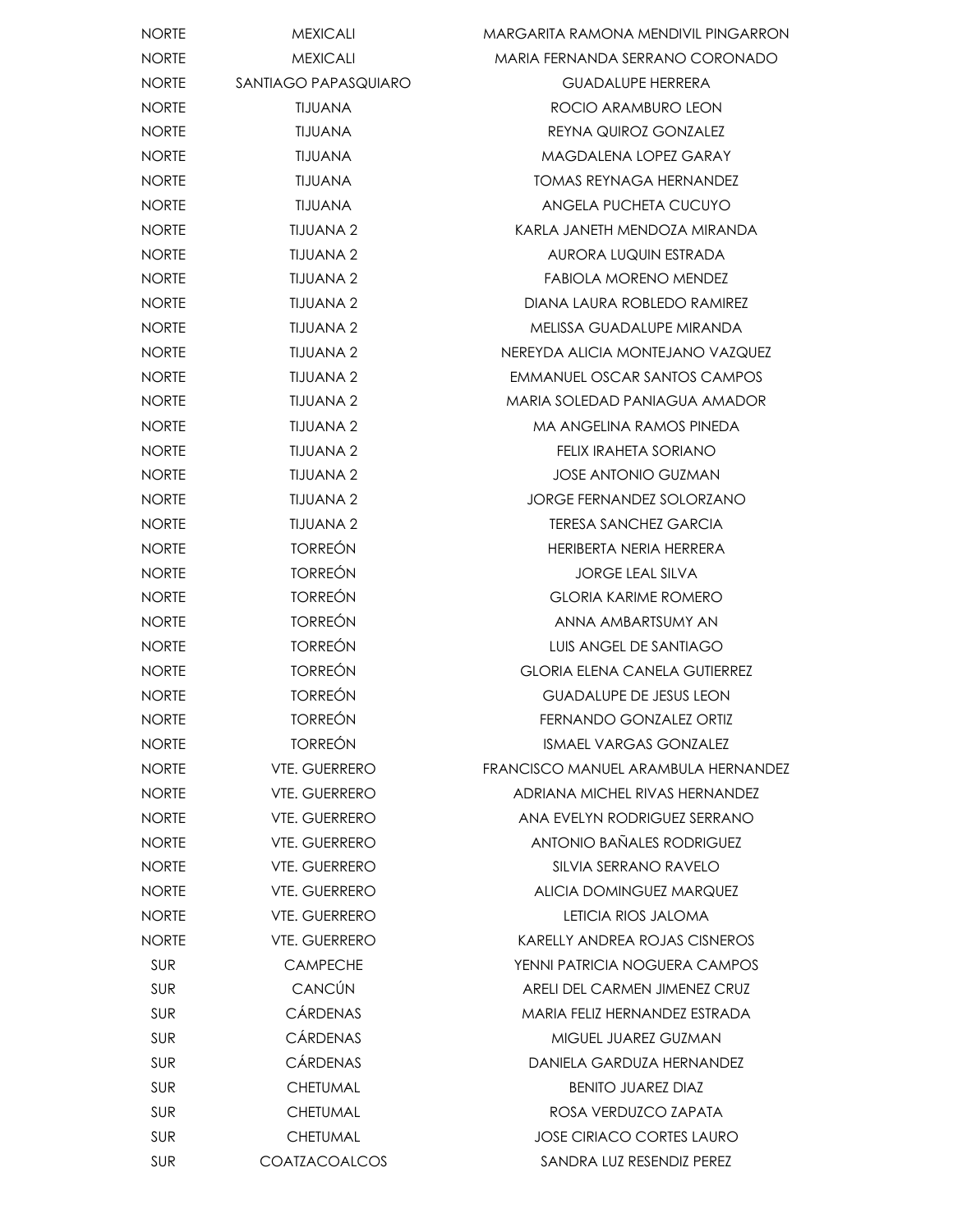| | | |
|---|---|---|
| NORTE | MEXICALI | MARGARITA RAMONA MENDIVIL PINGARRON |
| NORTE | MEXICALI | MARIA FERNANDA SERRANO CORONADO |
| NORTE | SANTIAGO PAPASQUIARO | GUADALUPE HERRERA |
| NORTE | TIJUANA | ROCIO ARAMBURO LEON |
| NORTE | TIJUANA | REYNA QUIROZ GONZALEZ |
| NORTE | TIJUANA | MAGDALENA LOPEZ GARAY |
| NORTE | TIJUANA | TOMAS REYNAGA HERNANDEZ |
| NORTE | TIJUANA | ANGELA PUCHETA CUCUYO |
| NORTE | TIJUANA 2 | KARLA JANETH MENDOZA MIRANDA |
| NORTE | TIJUANA 2 | AURORA LUQUIN ESTRADA |
| NORTE | TIJUANA 2 | FABIOLA MORENO MENDEZ |
| NORTE | TIJUANA 2 | DIANA LAURA ROBLEDO RAMIREZ |
| NORTE | TIJUANA 2 | MELISSA GUADALUPE MIRANDA |
| NORTE | TIJUANA 2 | NEREYDA ALICIA MONTEJANO VAZQUEZ |
| NORTE | TIJUANA 2 | EMMANUEL OSCAR SANTOS CAMPOS |
| NORTE | TIJUANA 2 | MARIA SOLEDAD PANIAGUA AMADOR |
| NORTE | TIJUANA 2 | MA ANGELINA RAMOS PINEDA |
| NORTE | TIJUANA 2 | FELIX IRAHETA SORIANO |
| NORTE | TIJUANA 2 | JOSE ANTONIO GUZMAN |
| NORTE | TIJUANA 2 | JORGE FERNANDEZ SOLORZANO |
| NORTE | TIJUANA 2 | TERESA SANCHEZ GARCIA |
| NORTE | TORREÓN | HERIBERTA NERIA HERRERA |
| NORTE | TORREÓN | JORGE LEAL SILVA |
| NORTE | TORREÓN | GLORIA KARIME ROMERO |
| NORTE | TORREÓN | ANNA AMBARTSUMY AN |
| NORTE | TORREÓN | LUIS ANGEL DE SANTIAGO |
| NORTE | TORREÓN | GLORIA ELENA CANELA GUTIERREZ |
| NORTE | TORREÓN | GUADALUPE DE JESUS LEON |
| NORTE | TORREÓN | FERNANDO GONZALEZ ORTIZ |
| NORTE | TORREÓN | ISMAEL VARGAS GONZALEZ |
| NORTE | VTE. GUERRERO | FRANCISCO MANUEL ARAMBULA HERNANDEZ |
| NORTE | VTE. GUERRERO | ADRIANA MICHEL RIVAS HERNANDEZ |
| NORTE | VTE. GUERRERO | ANA EVELYN RODRIGUEZ SERRANO |
| NORTE | VTE. GUERRERO | ANTONIO BAÑALES RODRIGUEZ |
| NORTE | VTE. GUERRERO | SILVIA SERRANO RAVELO |
| NORTE | VTE. GUERRERO | ALICIA DOMINGUEZ MARQUEZ |
| NORTE | VTE. GUERRERO | LETICIA RIOS JALOMA |
| NORTE | VTE. GUERRERO | KARELLY ANDREA ROJAS CISNEROS |
| SUR | CAMPECHE | YENNI PATRICIA NOGUERA CAMPOS |
| SUR | CANCÚN | ARELI DEL CARMEN JIMENEZ CRUZ |
| SUR | CÁRDENAS | MARIA FELIZ HERNANDEZ ESTRADA |
| SUR | CÁRDENAS | MIGUEL JUAREZ GUZMAN |
| SUR | CÁRDENAS | DANIELA GARDUZA HERNANDEZ |
| SUR | CHETUMAL | BENITO JUAREZ DIAZ |
| SUR | CHETUMAL | ROSA VERDUZCO ZAPATA |
| SUR | CHETUMAL | JOSE CIRIACO CORTES LAURO |
| SUR | COATZACOALCOS | SANDRA LUZ RESENDIZ PEREZ |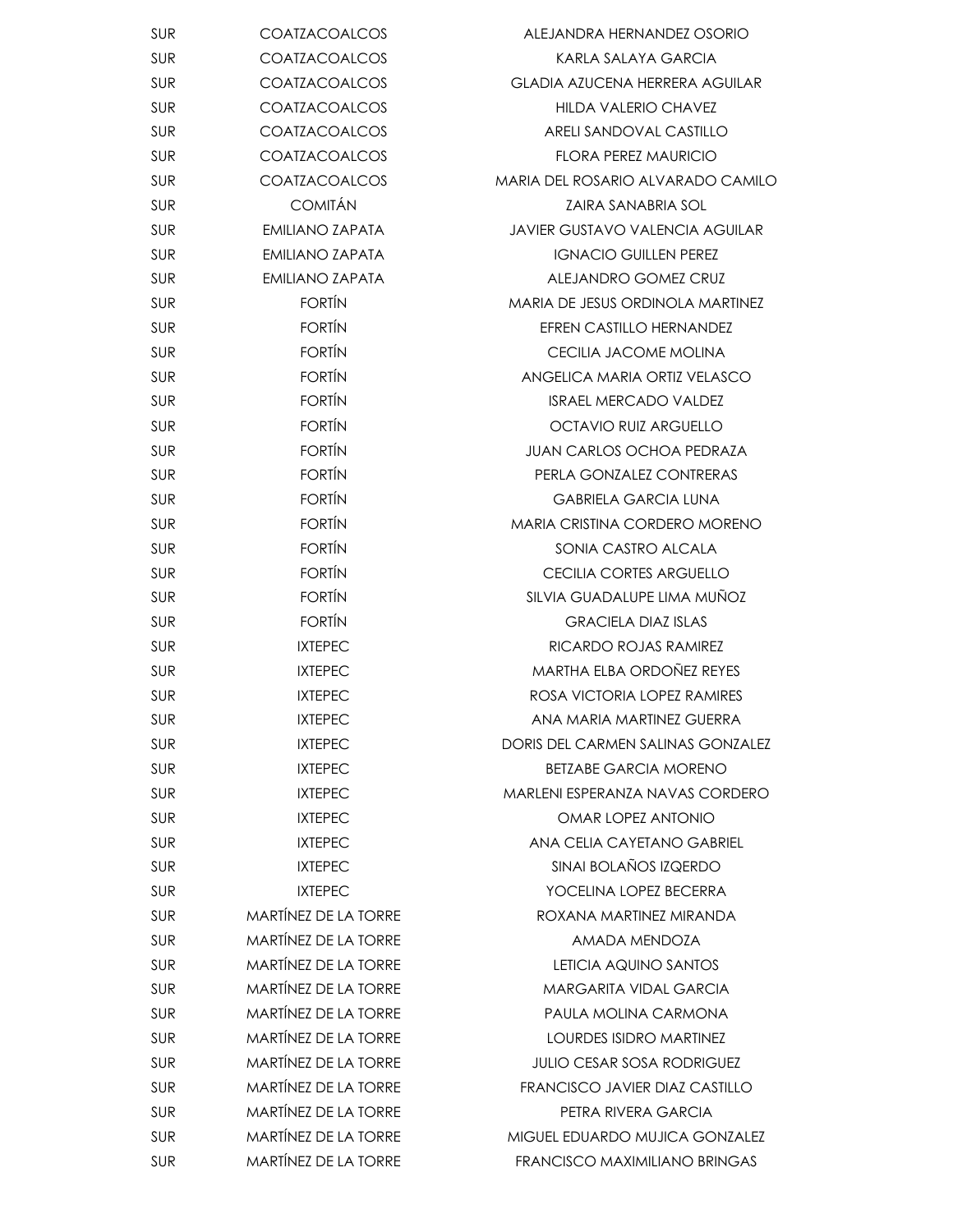| | | |
|---|---|---|
| SUR | COATZACOALCOS | ALEJANDRA HERNANDEZ OSORIO |
| SUR | COATZACOALCOS | KARLA SALAYA GARCIA |
| SUR | COATZACOALCOS | GLADIA AZUCENA HERRERA AGUILAR |
| SUR | COATZACOALCOS | HILDA VALERIO CHAVEZ |
| SUR | COATZACOALCOS | ARELI SANDOVAL CASTILLO |
| SUR | COATZACOALCOS | FLORA PEREZ MAURICIO |
| SUR | COATZACOALCOS | MARIA DEL ROSARIO ALVARADO CAMILO |
| SUR | COMITÁN | ZAIRA SANABRIA SOL |
| SUR | EMILIANO ZAPATA | JAVIER GUSTAVO VALENCIA AGUILAR |
| SUR | EMILIANO ZAPATA | IGNACIO GUILLEN PEREZ |
| SUR | EMILIANO ZAPATA | ALEJANDRO GOMEZ CRUZ |
| SUR | FORTÍN | MARIA DE JESUS ORDINOLA MARTINEZ |
| SUR | FORTÍN | EFREN CASTILLO HERNANDEZ |
| SUR | FORTÍN | CECILIA JACOME MOLINA |
| SUR | FORTÍN | ANGELICA MARIA ORTIZ VELASCO |
| SUR | FORTÍN | ISRAEL MERCADO VALDEZ |
| SUR | FORTÍN | OCTAVIO RUIZ ARGUELLO |
| SUR | FORTÍN | JUAN CARLOS OCHOA PEDRAZA |
| SUR | FORTÍN | PERLA GONZALEZ CONTRERAS |
| SUR | FORTÍN | GABRIELA GARCIA LUNA |
| SUR | FORTÍN | MARIA CRISTINA CORDERO MORENO |
| SUR | FORTÍN | SONIA CASTRO ALCALA |
| SUR | FORTÍN | CECILIA CORTES ARGUELLO |
| SUR | FORTÍN | SILVIA GUADALUPE LIMA MUÑOZ |
| SUR | FORTÍN | GRACIELA DIAZ ISLAS |
| SUR | IXTEPEC | RICARDO ROJAS RAMIREZ |
| SUR | IXTEPEC | MARTHA ELBA ORDOÑEZ REYES |
| SUR | IXTEPEC | ROSA VICTORIA LOPEZ RAMIRES |
| SUR | IXTEPEC | ANA MARIA MARTINEZ GUERRA |
| SUR | IXTEPEC | DORIS DEL CARMEN SALINAS GONZALEZ |
| SUR | IXTEPEC | BETZABE GARCIA MORENO |
| SUR | IXTEPEC | MARLENI ESPERANZA NAVAS CORDERO |
| SUR | IXTEPEC | OMAR LOPEZ ANTONIO |
| SUR | IXTEPEC | ANA CELIA CAYETANO GABRIEL |
| SUR | IXTEPEC | SINAI BOLAÑOS IZQERDO |
| SUR | IXTEPEC | YOCELINA LOPEZ BECERRA |
| SUR | MARTÍNEZ DE LA TORRE | ROXANA MARTINEZ MIRANDA |
| SUR | MARTÍNEZ DE LA TORRE | AMADA MENDOZA |
| SUR | MARTÍNEZ DE LA TORRE | LETICIA AQUINO SANTOS |
| SUR | MARTÍNEZ DE LA TORRE | MARGARITA VIDAL GARCIA |
| SUR | MARTÍNEZ DE LA TORRE | PAULA MOLINA CARMONA |
| SUR | MARTÍNEZ DE LA TORRE | LOURDES ISIDRO MARTINEZ |
| SUR | MARTÍNEZ DE LA TORRE | JULIO CESAR SOSA RODRIGUEZ |
| SUR | MARTÍNEZ DE LA TORRE | FRANCISCO JAVIER DIAZ CASTILLO |
| SUR | MARTÍNEZ DE LA TORRE | PETRA RIVERA GARCIA |
| SUR | MARTÍNEZ DE LA TORRE | MIGUEL EDUARDO MUJICA GONZALEZ |
| SUR | MARTÍNEZ DE LA TORRE | FRANCISCO MAXIMILIANO BRINGAS |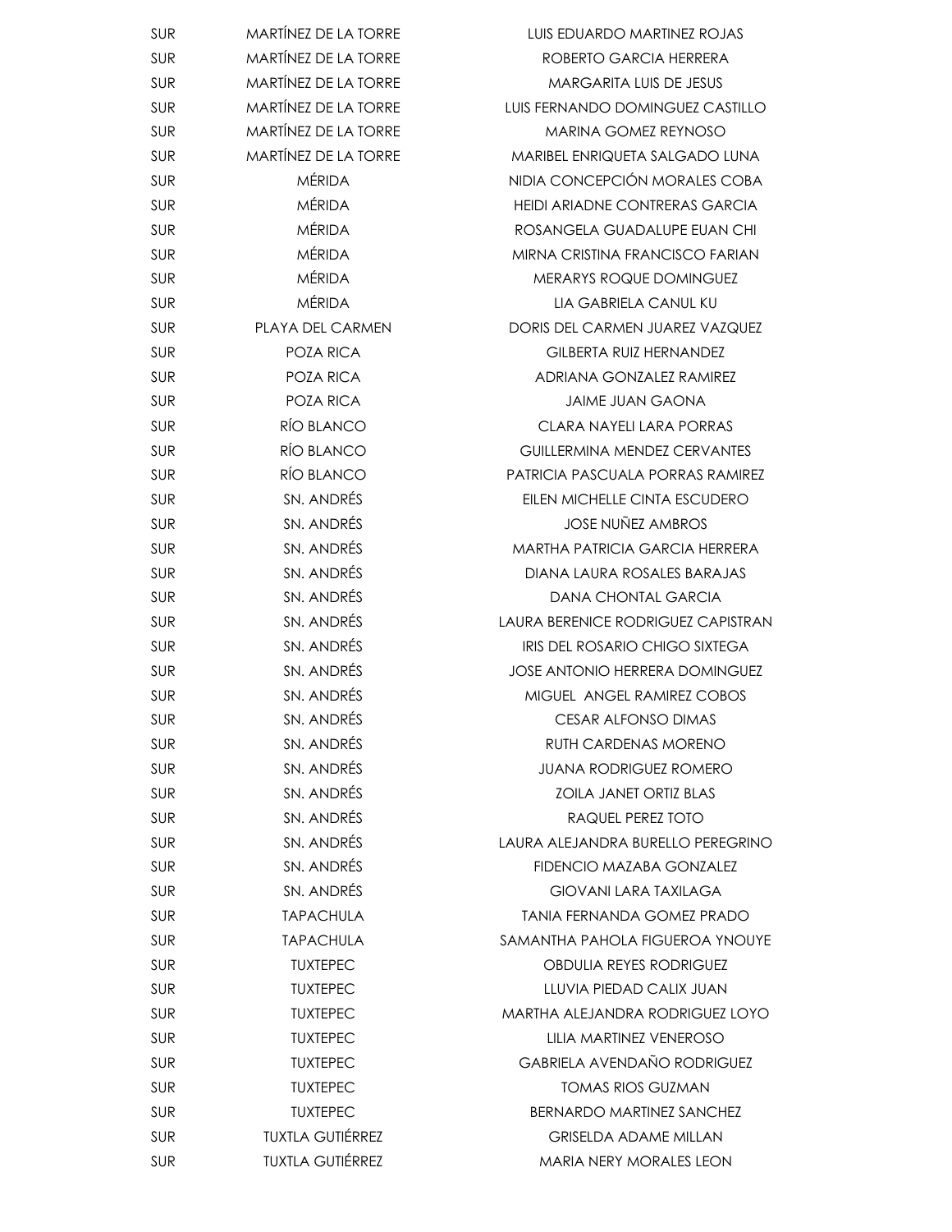| | | |
|---|---|---|
| SUR | MARTÍNEZ DE LA TORRE | LUIS EDUARDO MARTINEZ ROJAS |
| SUR | MARTÍNEZ DE LA TORRE | ROBERTO GARCIA HERRERA |
| SUR | MARTÍNEZ DE LA TORRE | MARGARITA LUIS DE JESUS |
| SUR | MARTÍNEZ DE LA TORRE | LUIS FERNANDO DOMINGUEZ CASTILLO |
| SUR | MARTÍNEZ DE LA TORRE | MARINA GOMEZ REYNOSO |
| SUR | MARTÍNEZ DE LA TORRE | MARIBEL ENRIQUETA SALGADO LUNA |
| SUR | MÉRIDA | NIDIA CONCEPCIÓN MORALES COBA |
| SUR | MÉRIDA | HEIDI ARIADNE CONTRERAS GARCIA |
| SUR | MÉRIDA | ROSANGELA GUADALUPE EUAN CHI |
| SUR | MÉRIDA | MIRNA CRISTINA FRANCISCO FARIAN |
| SUR | MÉRIDA | MERARYS ROQUE DOMINGUEZ |
| SUR | MÉRIDA | LIA GABRIELA CANUL KU |
| SUR | PLAYA DEL CARMEN | DORIS DEL CARMEN JUAREZ VAZQUEZ |
| SUR | POZA RICA | GILBERTA RUIZ HERNANDEZ |
| SUR | POZA RICA | ADRIANA GONZALEZ RAMIREZ |
| SUR | POZA RICA | JAIME JUAN GAONA |
| SUR | RÍO BLANCO | CLARA NAYELI LARA PORRAS |
| SUR | RÍO BLANCO | GUILLERMINA MENDEZ CERVANTES |
| SUR | RÍO BLANCO | PATRICIA PASCUALA PORRAS RAMIREZ |
| SUR | SN. ANDRÉS | EILEN MICHELLE CINTA ESCUDERO |
| SUR | SN. ANDRÉS | JOSE NUÑEZ AMBROS |
| SUR | SN. ANDRÉS | MARTHA PATRICIA GARCIA HERRERA |
| SUR | SN. ANDRÉS | DIANA LAURA ROSALES BARAJAS |
| SUR | SN. ANDRÉS | DANA CHONTAL GARCIA |
| SUR | SN. ANDRÉS | LAURA BERENICE RODRIGUEZ CAPISTRAN |
| SUR | SN. ANDRÉS | IRIS DEL ROSARIO CHIGO SIXTEGA |
| SUR | SN. ANDRÉS | JOSE ANTONIO HERRERA DOMINGUEZ |
| SUR | SN. ANDRÉS | MIGUEL ANGEL RAMIREZ COBOS |
| SUR | SN. ANDRÉS | CESAR ALFONSO DIMAS |
| SUR | SN. ANDRÉS | RUTH CARDENAS MORENO |
| SUR | SN. ANDRÉS | JUANA RODRIGUEZ ROMERO |
| SUR | SN. ANDRÉS | ZOILA JANET ORTIZ BLAS |
| SUR | SN. ANDRÉS | RAQUEL PEREZ TOTO |
| SUR | SN. ANDRÉS | LAURA ALEJANDRA BURELLO PEREGRINO |
| SUR | SN. ANDRÉS | FIDENCIO MAZABA GONZALEZ |
| SUR | SN. ANDRÉS | GIOVANI LARA TAXILAGA |
| SUR | TAPACHULA | TANIA FERNANDA GOMEZ PRADO |
| SUR | TAPACHULA | SAMANTHA PAHOLA FIGUEROA YNOUYE |
| SUR | TUXTEPEC | OBDULIA REYES RODRIGUEZ |
| SUR | TUXTEPEC | LLUVIA PIEDAD CALIX JUAN |
| SUR | TUXTEPEC | MARTHA ALEJANDRA RODRIGUEZ LOYO |
| SUR | TUXTEPEC | LILIA MARTINEZ VENEROSO |
| SUR | TUXTEPEC | GABRIELA AVENDAÑO RODRIGUEZ |
| SUR | TUXTEPEC | TOMAS RIOS GUZMAN |
| SUR | TUXTEPEC | BERNARDO MARTINEZ SANCHEZ |
| SUR | TUXTLA GUTIÉRREZ | GRISELDA ADAME MILLAN |
| SUR | TUXTLA GUTIÉRREZ | MARIA NERY MORALES LEON |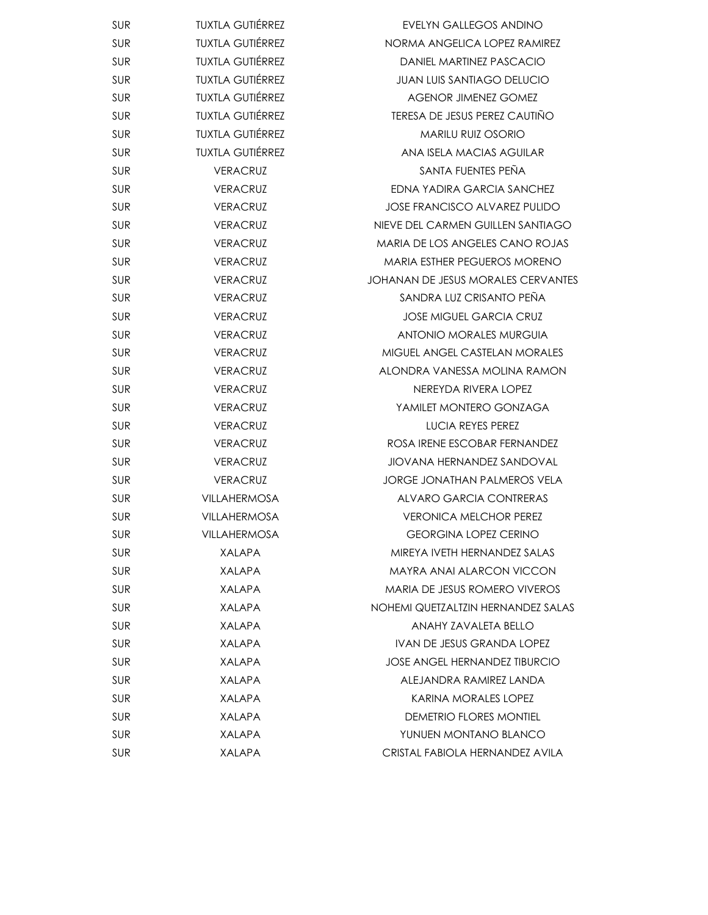| | | |
|---|---|---|
| SUR | TUXTLA GUTIÉRREZ | EVELYN GALLEGOS ANDINO |
| SUR | TUXTLA GUTIÉRREZ | NORMA ANGELICA LOPEZ RAMIREZ |
| SUR | TUXTLA GUTIÉRREZ | DANIEL MARTINEZ PASCACIO |
| SUR | TUXTLA GUTIÉRREZ | JUAN LUIS SANTIAGO DELUCIO |
| SUR | TUXTLA GUTIÉRREZ | AGENOR JIMENEZ GOMEZ |
| SUR | TUXTLA GUTIÉRREZ | TERESA DE JESUS PEREZ CAUTIÑO |
| SUR | TUXTLA GUTIÉRREZ | MARILU RUIZ OSORIO |
| SUR | TUXTLA GUTIÉRREZ | ANA ISELA MACIAS AGUILAR |
| SUR | VERACRUZ | SANTA FUENTES PEÑA |
| SUR | VERACRUZ | EDNA YADIRA GARCIA SANCHEZ |
| SUR | VERACRUZ | JOSE FRANCISCO ALVAREZ PULIDO |
| SUR | VERACRUZ | NIEVE DEL CARMEN GUILLEN SANTIAGO |
| SUR | VERACRUZ | MARIA DE LOS ANGELES CANO ROJAS |
| SUR | VERACRUZ | MARIA ESTHER PEGUEROS MORENO |
| SUR | VERACRUZ | JOHANAN DE JESUS MORALES CERVANTES |
| SUR | VERACRUZ | SANDRA LUZ CRISANTO PEÑA |
| SUR | VERACRUZ | JOSE MIGUEL GARCIA CRUZ |
| SUR | VERACRUZ | ANTONIO MORALES MURGUIA |
| SUR | VERACRUZ | MIGUEL ANGEL CASTELAN MORALES |
| SUR | VERACRUZ | ALONDRA VANESSA MOLINA RAMON |
| SUR | VERACRUZ | NEREYDA RIVERA LOPEZ |
| SUR | VERACRUZ | YAMILET MONTERO GONZAGA |
| SUR | VERACRUZ | LUCIA REYES PEREZ |
| SUR | VERACRUZ | ROSA IRENE ESCOBAR FERNANDEZ |
| SUR | VERACRUZ | JIOVANA HERNANDEZ SANDOVAL |
| SUR | VERACRUZ | JORGE JONATHAN PALMEROS VELA |
| SUR | VILLAHERMOSA | ALVARO GARCIA CONTRERAS |
| SUR | VILLAHERMOSA | VERONICA MELCHOR PEREZ |
| SUR | VILLAHERMOSA | GEORGINA LOPEZ CERINO |
| SUR | XALAPA | MIREYA IVETH HERNANDEZ SALAS |
| SUR | XALAPA | MAYRA ANAI ALARCON VICCON |
| SUR | XALAPA | MARIA DE JESUS ROMERO VIVEROS |
| SUR | XALAPA | NOHEMI QUETZALTZIN HERNANDEZ SALAS |
| SUR | XALAPA | ANAHY ZAVALETA BELLO |
| SUR | XALAPA | IVAN DE JESUS GRANDA LOPEZ |
| SUR | XALAPA | JOSE ANGEL HERNANDEZ TIBURCIO |
| SUR | XALAPA | ALEJANDRA RAMIREZ LANDA |
| SUR | XALAPA | KARINA MORALES LOPEZ |
| SUR | XALAPA | DEMETRIO FLORES MONTIEL |
| SUR | XALAPA | YUNUEN MONTANO BLANCO |
| SUR | XALAPA | CRISTAL FABIOLA HERNANDEZ AVILA |